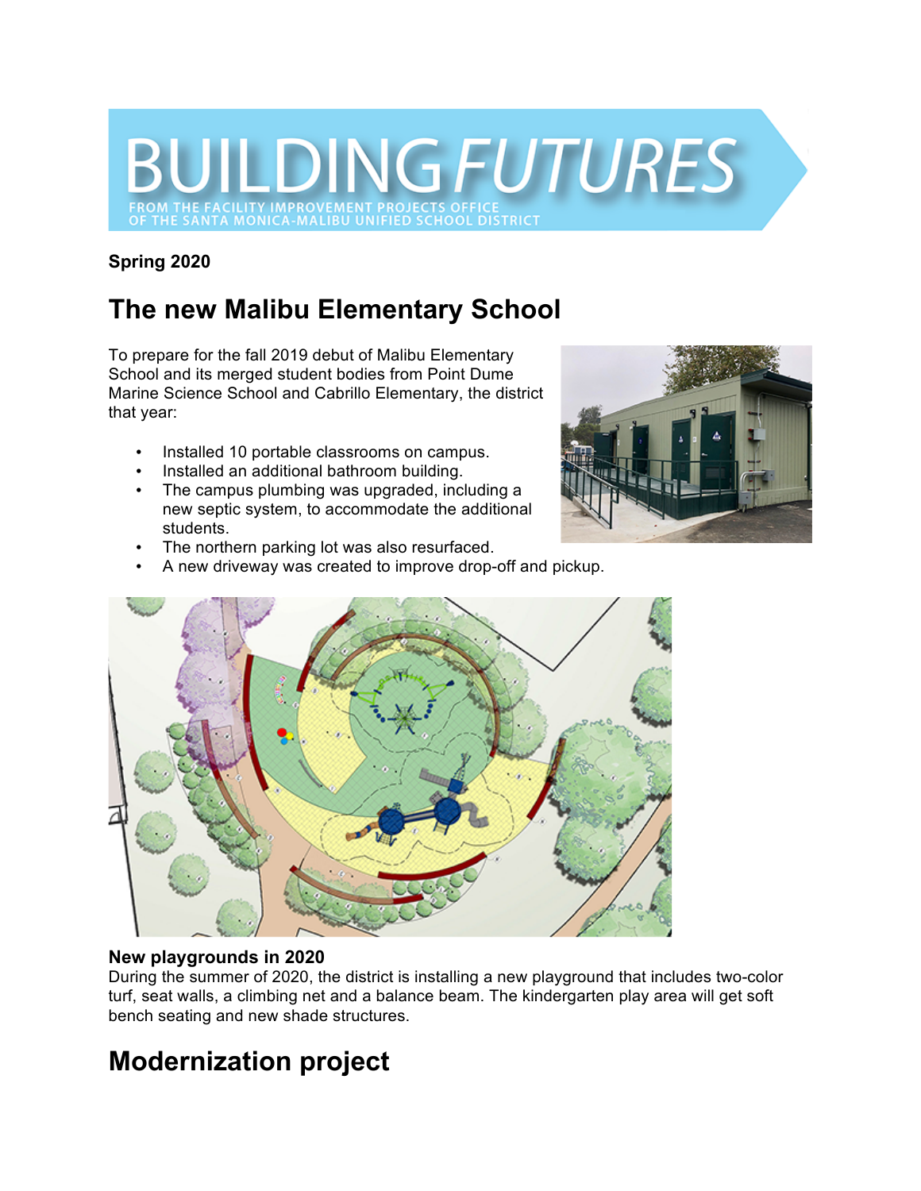# BUILDING FUTURES

FROM THE FACILITY IMPROVEMENT PROJECTS OFFICE OF THE SANTA MONICA-MALIBU UNIFIED SCHOOL DISTRICT

**Spring 2020**

## The new Malibu Elementary School

To prepare for the fall 2019 debut of Malibu Elementary School and its merged student bodies from Point Dume Marine Science School and Cabrillo Elementary, the district that year:

- Installed 10 portable classrooms on campus.
- Installed an additional bathroom building.
- The campus plumbing was upgraded, including a new septic system, to accommodate the additional students.
- The northern parking lot was also resurfaced.
- A new driveway was created to improve drop-off and pickup.

**New playgrounds in 2020**

During the summer of 2020, the district is installing a new playground that includes two-color turf, seat walls, a climbing net and a balance beam. The kindergarten play area will get soft bench seating and new shade structures.

## Modernization project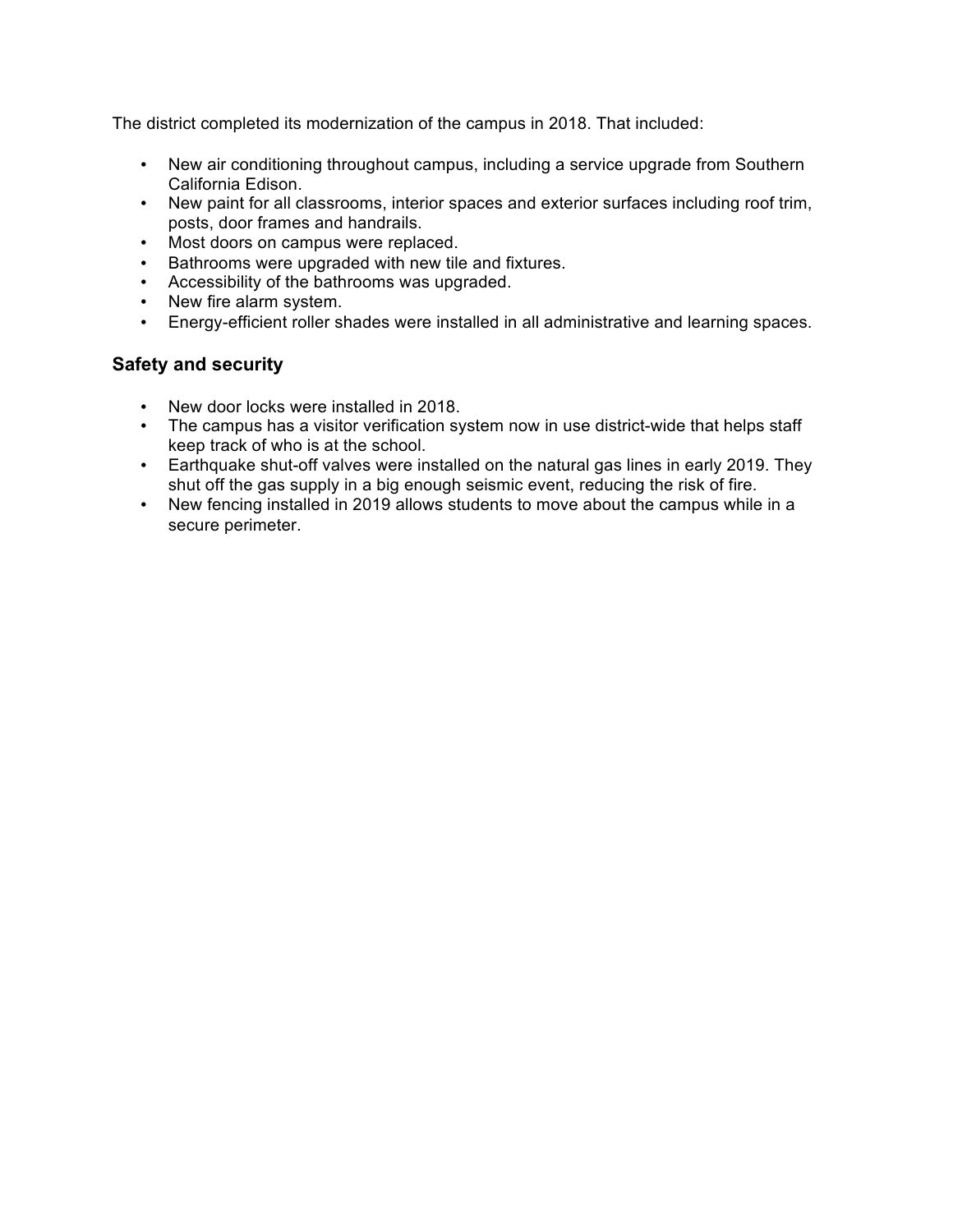The district completed its modernization of the campus in 2018. That included:

- New air conditioning throughout campus, including a service upgrade from Southern California Edison.
- New paint for all classrooms, interior spaces and exterior surfaces including roof trim, posts, door frames and handrails.
- Most doors on campus were replaced.
- Bathrooms were upgraded with new tile and fixtures.
- Accessibility of the bathrooms was upgraded.
- New fire alarm system.
- Energy-efficient roller shades were installed in all administrative and learning spaces.

### Safety and security

- New door locks were installed in 2018.
- The campus has a visitor verification system now in use district-wide that helps staff keep track of who is at the school.
- Earthquake shut-off valves were installed on the natural gas lines in early 2019. They shut off the gas supply in a big enough seismic event, reducing the risk of fire.
- New fencing installed in 2019 allows students to move about the campus while in a secure perimeter.